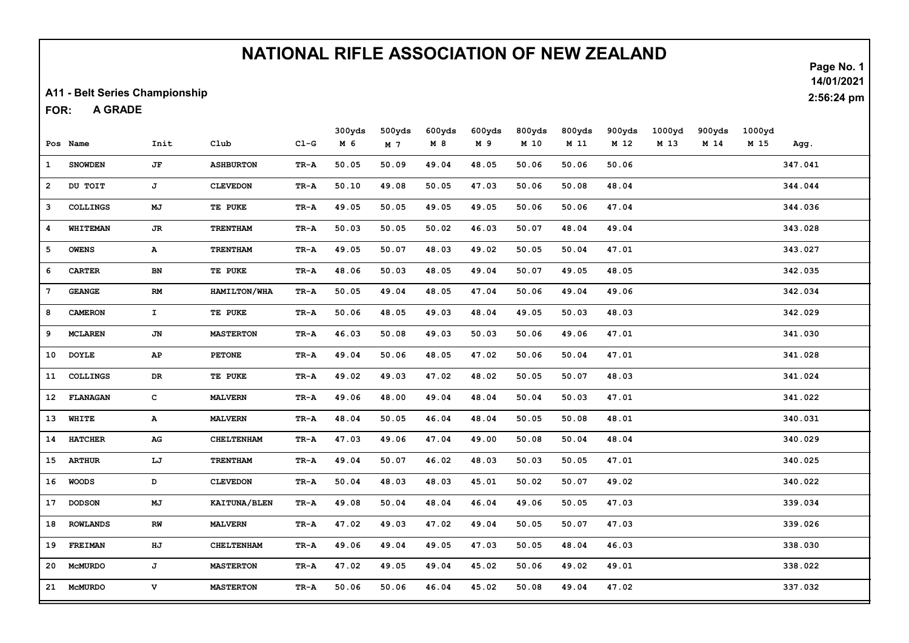# NATIONAL RIFLE ASSOCIATION OF NEW ZEALAND

**A11 - Belt Series Championship**

**FOR: A GRADE**

14/01/2021
2:56:24 pm

| Pos | Name | Init | Club | Cl-G | 300yds M 6 | 500yds M 7 | 600yds M 8 | 600yds M 9 | 800yds M 10 | 800yds M 11 | 900yds M 12 | 1000yd M 13 | 900yds M 14 | 1000yd M 15 | Agg. |
|---|---|---|---|---|---|---|---|---|---|---|---|---|---|---|---|
| 1 | SNOWDEN | JF | ASHBURTON | TR-A | 50.05 | 50.09 | 49.04 | 48.05 | 50.06 | 50.06 | 50.06 | | | | 347.041 |
| 2 | DU TOIT | J | CLEVEDON | TR-A | 50.10 | 49.08 | 50.05 | 47.03 | 50.06 | 50.08 | 48.04 | | | | 344.044 |
| 3 | COLLINGS | MJ | TE PUKE | TR-A | 49.05 | 50.05 | 49.05 | 49.05 | 50.06 | 50.06 | 47.04 | | | | 344.036 |
| 4 | WHITEMAN | JR | TRENTHAM | TR-A | 50.03 | 50.05 | 50.02 | 46.03 | 50.07 | 48.04 | 49.04 | | | | 343.028 |
| 5 | OWENS | A | TRENTHAM | TR-A | 49.05 | 50.07 | 48.03 | 49.02 | 50.05 | 50.04 | 47.01 | | | | 343.027 |
| 6 | CARTER | BN | TE PUKE | TR-A | 48.06 | 50.03 | 48.05 | 49.04 | 50.07 | 49.05 | 48.05 | | | | 342.035 |
| 7 | GEANGE | RM | HAMILTON/WHA | TR-A | 50.05 | 49.04 | 48.05 | 47.04 | 50.06 | 49.04 | 49.06 | | | | 342.034 |
| 8 | CAMERON | I | TE PUKE | TR-A | 50.06 | 48.05 | 49.03 | 48.04 | 49.05 | 50.03 | 48.03 | | | | 342.029 |
| 9 | MCLAREN | JN | MASTERTON | TR-A | 46.03 | 50.08 | 49.03 | 50.03 | 50.06 | 49.06 | 47.01 | | | | 341.030 |
| 10 | DOYLE | AP | PETONE | TR-A | 49.04 | 50.06 | 48.05 | 47.02 | 50.06 | 50.04 | 47.01 | | | | 341.028 |
| 11 | COLLINGS | DR | TE PUKE | TR-A | 49.02 | 49.03 | 47.02 | 48.02 | 50.05 | 50.07 | 48.03 | | | | 341.024 |
| 12 | FLANAGAN | C | MALVERN | TR-A | 49.06 | 48.00 | 49.04 | 48.04 | 50.04 | 50.03 | 47.01 | | | | 341.022 |
| 13 | WHITE | A | MALVERN | TR-A | 48.04 | 50.05 | 46.04 | 48.04 | 50.05 | 50.08 | 48.01 | | | | 340.031 |
| 14 | HATCHER | AG | CHELTENHAM | TR-A | 47.03 | 49.06 | 47.04 | 49.00 | 50.08 | 50.04 | 48.04 | | | | 340.029 |
| 15 | ARTHUR | LJ | TRENTHAM | TR-A | 49.04 | 50.07 | 46.02 | 48.03 | 50.03 | 50.05 | 47.01 | | | | 340.025 |
| 16 | WOODS | D | CLEVEDON | TR-A | 50.04 | 48.03 | 48.03 | 45.01 | 50.02 | 50.07 | 49.02 | | | | 340.022 |
| 17 | DODSON | MJ | KAITUNA/BLEN | TR-A | 49.08 | 50.04 | 48.04 | 46.04 | 49.06 | 50.05 | 47.03 | | | | 339.034 |
| 18 | ROWLANDS | RW | MALVERN | TR-A | 47.02 | 49.03 | 47.02 | 49.04 | 50.05 | 50.07 | 47.03 | | | | 339.026 |
| 19 | FREIMAN | HJ | CHELTENHAM | TR-A | 49.06 | 49.04 | 49.05 | 47.03 | 50.05 | 48.04 | 46.03 | | | | 338.030 |
| 20 | McMURDO | J | MASTERTON | TR-A | 47.02 | 49.05 | 49.04 | 45.02 | 50.06 | 49.02 | 49.01 | | | | 338.022 |
| 21 | McMURDO | V | MASTERTON | TR-A | 50.06 | 50.06 | 46.04 | 45.02 | 50.08 | 49.04 | 47.02 | | | | 337.032 |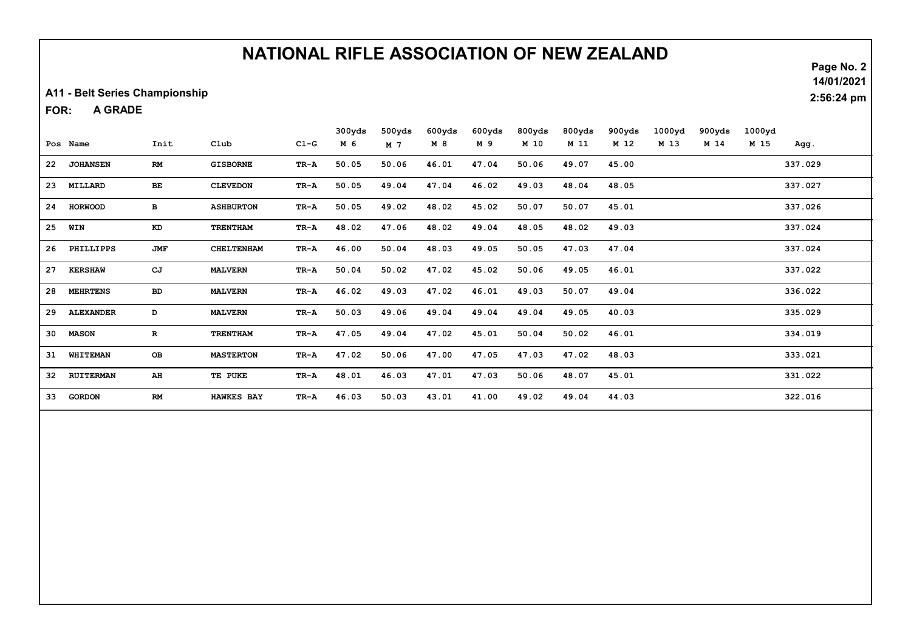# NATIONAL RIFLE ASSOCIATION OF NEW ZEALAND

14/01/2021

2:56:24 pm

A11 - Belt Series Championship

FOR: A GRADE

| Pos | Name | Init | Club | Cl-G | 300yds M 6 | 500yds M 7 | 600yds M 8 | 600yds M 9 | 800yds M 10 | 800yds M 11 | 900yds M 12 | 1000yd M 13 | 900yds M 14 | 1000yd M 15 | Agg. |
|---|---|---|---|---|---|---|---|---|---|---|---|---|---|---|---|
| 22 | JOHANSEN | RM | GISBORNE | TR-A | 50.05 | 50.06 | 46.01 | 47.04 | 50.06 | 49.07 | 45.00 | | | | 337.029 |
| 23 | MILLARD | BE | CLEVEDON | TR-A | 50.05 | 49.04 | 47.04 | 46.02 | 49.03 | 48.04 | 48.05 | | | | 337.027 |
| 24 | HORWOOD | B | ASHBURTON | TR-A | 50.05 | 49.02 | 48.02 | 45.02 | 50.07 | 50.07 | 45.01 | | | | 337.026 |
| 25 | WIN | KD | TRENTHAM | TR-A | 48.02 | 47.06 | 48.02 | 49.04 | 48.05 | 48.02 | 49.03 | | | | 337.024 |
| 26 | PHILLIPPS | JMF | CHELTENHAM | TR-A | 46.00 | 50.04 | 48.03 | 49.05 | 50.05 | 47.03 | 47.04 | | | | 337.024 |
| 27 | KERSHAW | CJ | MALVERN | TR-A | 50.04 | 50.02 | 47.02 | 45.02 | 50.06 | 49.05 | 46.01 | | | | 337.022 |
| 28 | MEHRTENS | BD | MALVERN | TR-A | 46.02 | 49.03 | 47.02 | 46.01 | 49.03 | 50.07 | 49.04 | | | | 336.022 |
| 29 | ALEXANDER | D | MALVERN | TR-A | 50.03 | 49.06 | 49.04 | 49.04 | 49.04 | 49.05 | 40.03 | | | | 335.029 |
| 30 | MASON | R | TRENTHAM | TR-A | 47.05 | 49.04 | 47.02 | 45.01 | 50.04 | 50.02 | 46.01 | | | | 334.019 |
| 31 | WHITEMAN | OB | MASTERTON | TR-A | 47.02 | 50.06 | 47.00 | 47.05 | 47.03 | 47.02 | 48.03 | | | | 333.021 |
| 32 | RUITERMAN | AH | TE PUKE | TR-A | 48.01 | 46.03 | 47.01 | 47.03 | 50.06 | 48.07 | 45.01 | | | | 331.022 |
| 33 | GORDON | RM | HAWKES BAY | TR-A | 46.03 | 50.03 | 43.01 | 41.00 | 49.02 | 49.04 | 44.03 | | | | 322.016 |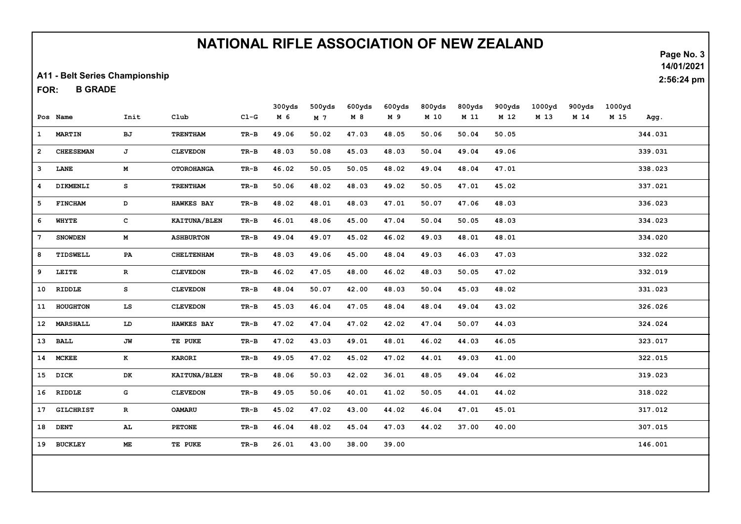# NATIONAL RIFLE ASSOCIATION OF NEW ZEALAND

14/01/2021
2:56:24 pm

**A11 - Belt Series Championship**

**FOR: B GRADE**

| Pos | Name | Init | Club | Cl-G | 300yds M 6 | 500yds M 7 | 600yds M 8 | 600yds M 9 | 800yds M 10 | 800yds M 11 | 900yds M 12 | 1000yd M 13 | 900yds M 14 | 1000yd M 15 | Agg. |
|---|---|---|---|---|---|---|---|---|---|---|---|---|---|---|---|
| 1 | MARTIN | BJ | TRENTHAM | TR-B | 49.06 | 50.02 | 47.03 | 48.05 | 50.06 | 50.04 | 50.05 | | | | 344.031 |
| 2 | CHEESEMAN | J | CLEVEDON | TR-B | 48.03 | 50.08 | 45.03 | 48.03 | 50.04 | 49.04 | 49.06 | | | | 339.031 |
| 3 | LANE | M | OTOROHANGA | TR-B | 46.02 | 50.05 | 50.05 | 48.02 | 49.04 | 48.04 | 47.01 | | | | 338.023 |
| 4 | DIKMENLI | S | TRENTHAM | TR-B | 50.06 | 48.02 | 48.03 | 49.02 | 50.05 | 47.01 | 45.02 | | | | 337.021 |
| 5 | FINCHAM | D | HAWKES BAY | TR-B | 48.02 | 48.01 | 48.03 | 47.01 | 50.07 | 47.06 | 48.03 | | | | 336.023 |
| 6 | WHYTE | C | KAITUNA/BLEN | TR-B | 46.01 | 48.06 | 45.00 | 47.04 | 50.04 | 50.05 | 48.03 | | | | 334.023 |
| 7 | SNOWDEN | M | ASHBURTON | TR-B | 49.04 | 49.07 | 45.02 | 46.02 | 49.03 | 48.01 | 48.01 | | | | 334.020 |
| 8 | TIDSWELL | PA | CHELTENHAM | TR-B | 48.03 | 49.06 | 45.00 | 48.04 | 49.03 | 46.03 | 47.03 | | | | 332.022 |
| 9 | LEITE | R | CLEVEDON | TR-B | 46.02 | 47.05 | 48.00 | 46.02 | 48.03 | 50.05 | 47.02 | | | | 332.019 |
| 10 | RIDDLE | S | CLEVEDON | TR-B | 48.04 | 50.07 | 42.00 | 48.03 | 50.04 | 45.03 | 48.02 | | | | 331.023 |
| 11 | HOUGHTON | LS | CLEVEDON | TR-B | 45.03 | 46.04 | 47.05 | 48.04 | 48.04 | 49.04 | 43.02 | | | | 326.026 |
| 12 | MARSHALL | LD | HAWKES BAY | TR-B | 47.02 | 47.04 | 47.02 | 42.02 | 47.04 | 50.07 | 44.03 | | | | 324.024 |
| 13 | BALL | JW | TE PUKE | TR-B | 47.02 | 43.03 | 49.01 | 48.01 | 46.02 | 44.03 | 46.05 | | | | 323.017 |
| 14 | MCKEE | K | KARORI | TR-B | 49.05 | 47.02 | 45.02 | 47.02 | 44.01 | 49.03 | 41.00 | | | | 322.015 |
| 15 | DICK | DK | KAITUNA/BLEN | TR-B | 48.06 | 50.03 | 42.02 | 36.01 | 48.05 | 49.04 | 46.02 | | | | 319.023 |
| 16 | RIDDLE | G | CLEVEDON | TR-B | 49.05 | 50.06 | 40.01 | 41.02 | 50.05 | 44.01 | 44.02 | | | | 318.022 |
| 17 | GILCHRIST | R | OAMARU | TR-B | 45.02 | 47.02 | 43.00 | 44.02 | 46.04 | 47.01 | 45.01 | | | | 317.012 |
| 18 | DENT | AL | PETONE | TR-B | 46.04 | 48.02 | 45.04 | 47.03 | 44.02 | 37.00 | 40.00 | | | | 307.015 |
| 19 | BUCKLEY | ME | TE PUKE | TR-B | 26.01 | 43.00 | 38.00 | 39.00 | | | | | | | 146.001 |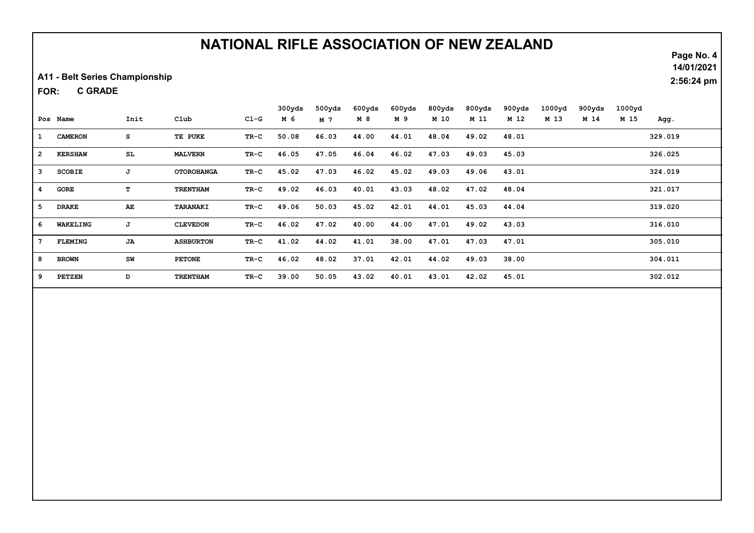# NATIONAL RIFLE ASSOCIATION OF NEW ZEALAND

14/01/2021
2:56:24 pm

**A11 - Belt Series Championship**

**FOR: C GRADE**

| Pos | Name | Init | Club | Cl-G | 300yds M 6 | 500yds M 7 | 600yds M 8 | 600yds M 9 | 800yds M 10 | 800yds M 11 | 900yds M 12 | 1000yd M 13 | 900yds M 14 | 1000yd M 15 | Agg. |
|---|---|---|---|---|---|---|---|---|---|---|---|---|---|---|---|
| 1 | CAMERON | S | TE PUKE | TR-C | 50.08 | 46.03 | 44.00 | 44.01 | 48.04 | 49.02 | 48.01 | | | | 329.019 |
| 2 | KERSHAW | SL | MALVERN | TR-C | 46.05 | 47.05 | 46.04 | 46.02 | 47.03 | 49.03 | 45.03 | | | | 326.025 |
| 3 | SCOBIE | J | OTOROHANGA | TR-C | 45.02 | 47.03 | 46.02 | 45.02 | 49.03 | 49.06 | 43.01 | | | | 324.019 |
| 4 | GORE | T | TRENTHAM | TR-C | 49.02 | 46.03 | 40.01 | 43.03 | 48.02 | 47.02 | 48.04 | | | | 321.017 |
| 5 | DRAKE | AE | TARANAKI | TR-C | 49.06 | 50.03 | 45.02 | 42.01 | 44.01 | 45.03 | 44.04 | | | | 319.020 |
| 6 | WAKELING | J | CLEVEDON | TR-C | 46.02 | 47.02 | 40.00 | 44.00 | 47.01 | 49.02 | 43.03 | | | | 316.010 |
| 7 | FLEMING | JA | ASHBURTON | TR-C | 41.02 | 44.02 | 41.01 | 38.00 | 47.01 | 47.03 | 47.01 | | | | 305.010 |
| 8 | BROWN | SW | PETONE | TR-C | 46.02 | 48.02 | 37.01 | 42.01 | 44.02 | 49.03 | 38.00 | | | | 304.011 |
| 9 | PETZEN | D | TRENTHAM | TR-C | 39.00 | 50.05 | 43.02 | 40.01 | 43.01 | 42.02 | 45.01 | | | | 302.012 |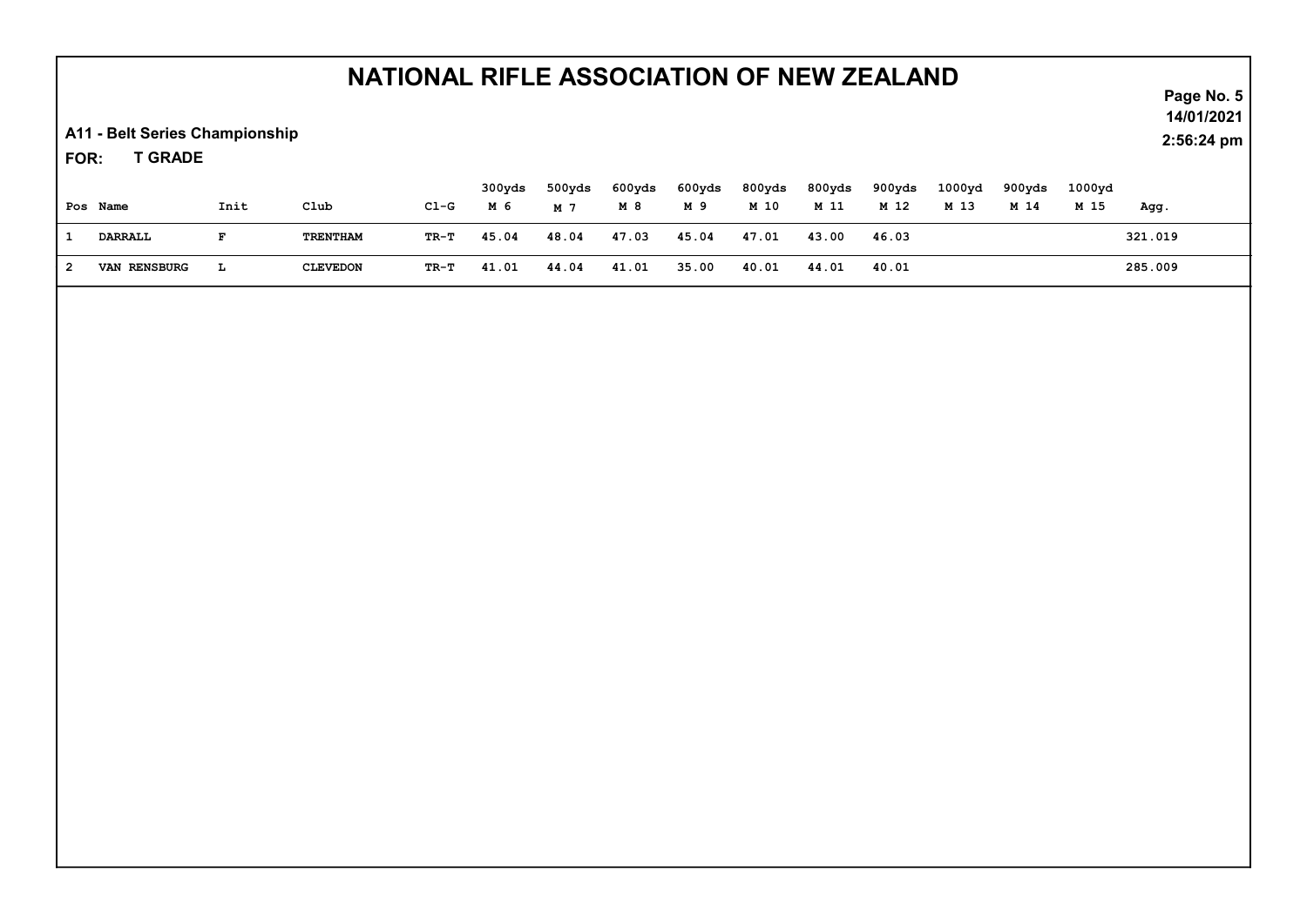# NATIONAL RIFLE ASSOCIATION OF NEW ZEALAND

Page No. 5
14/01/2021
2:56:24 pm

**A11 - Belt Series Championship**

**FOR: T GRADE**

| Pos | Name | Init | Club | Cl-G | 300yds M 6 | 500yds M 7 | 600yds M 8 | 600yds M 9 | 800yds M 10 | 800yds M 11 | 900yds M 12 | 1000yd M 13 | 900yds M 14 | 1000yd M 15 | Agg. |
|---|---|---|---|---|---|---|---|---|---|---|---|---|---|---|---|
| 1 | DARRALL | F | TRENTHAM | TR-T | 45.04 | 48.04 | 47.03 | 45.04 | 47.01 | 43.00 | 46.03 | | | | 321.019 |
| 2 | VAN RENSBURG | L | CLEVEDON | TR-T | 41.01 | 44.04 | 41.01 | 35.00 | 40.01 | 44.01 | 40.01 | | | | 285.009 |